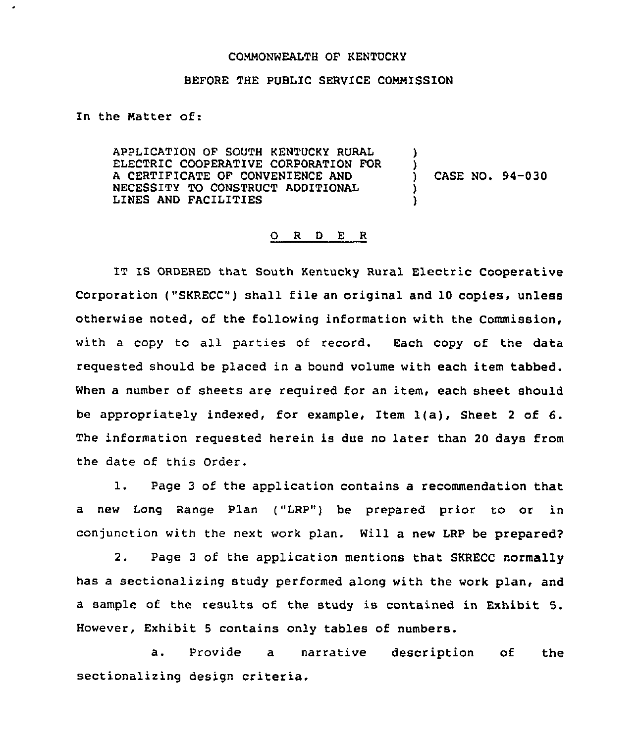COMMONWEALTH OF KENTUCKY

BEFORE THE PUBLIC SERVICE COMMISSION

In the Matter of:

| | | |
|---|---|---|
| APPLICATION OF SOUTH KENTUCKY RURAL ELECTRIC COOPERATIVE CORPORATION FOR A CERTIFICATE OF CONVENIENCE AND NECESSITY TO CONSTRUCT ADDITIONAL LINES AND FACILITIES | ) | CASE NO. 94-030 |

## O R D E R

IT IS ORDERED that South Kentucky Rural Electric Cooperative Corporation ("SKRECC") shall file an original and 10 copies, unless otherwise noted, of the following information with the Commission, with a copy to all parties of record. Each copy of the data requested should be placed in a bound volume with each item tabbed. When a number of sheets are required for an item, each sheet should be appropriately indexed, for example, Item 1(a), Sheet 2 of 6. The information requested herein is due no later than 20 days from the date of this Order.

1. Page 3 of the application contains a recommendation that a new Long Range Plan ("LRP") be prepared prior to or in conjunction with the next work plan. Will a new LRP be prepared?

2. Page 3 of the application mentions that SKRECC normally has a sectionalizing study performed along with the work plan, and a sample of the results of the study is contained in Exhibit 5. However, Exhibit 5 contains only tables of numbers.

   a. Provide a narrative description of the sectionalizing design criteria.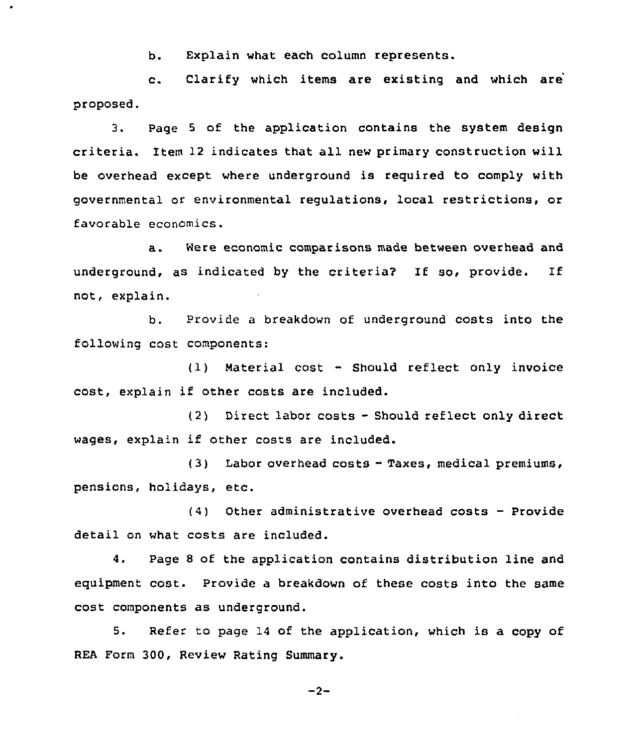b. Explain what each column represents.

c. Clarify which items are existing and which are proposed.

3. Page 5 of the application contains the system design criteria. Item 12 indicates that all new primary construction will be overhead except where underground is required to comply with governmental or environmental regulations, local restrictions, or favorable economics.

a. Were economic comparisons made between overhead and underground, as indicated by the criteria? If so, provide. If not, explain.

b. Provide a breakdown of underground costs into the following cost components:

(1) Material cost - Should reflect only invoice cost, explain if other costs are included.

(2) Direct labor costs - Should reflect only direct wages, explain if other costs are included.

(3) Labor overhead costs - Taxes, medical premiums, pensions, holidays, etc.

(4) Other administrative overhead costs - Provide detail on what costs are included.

4. Page 8 of the application contains distribution line and equipment cost. Provide a breakdown of these costs into the same cost components as underground.

5. Refer to page 14 of the application, which is a copy of REA Form 300, Review Rating Summary.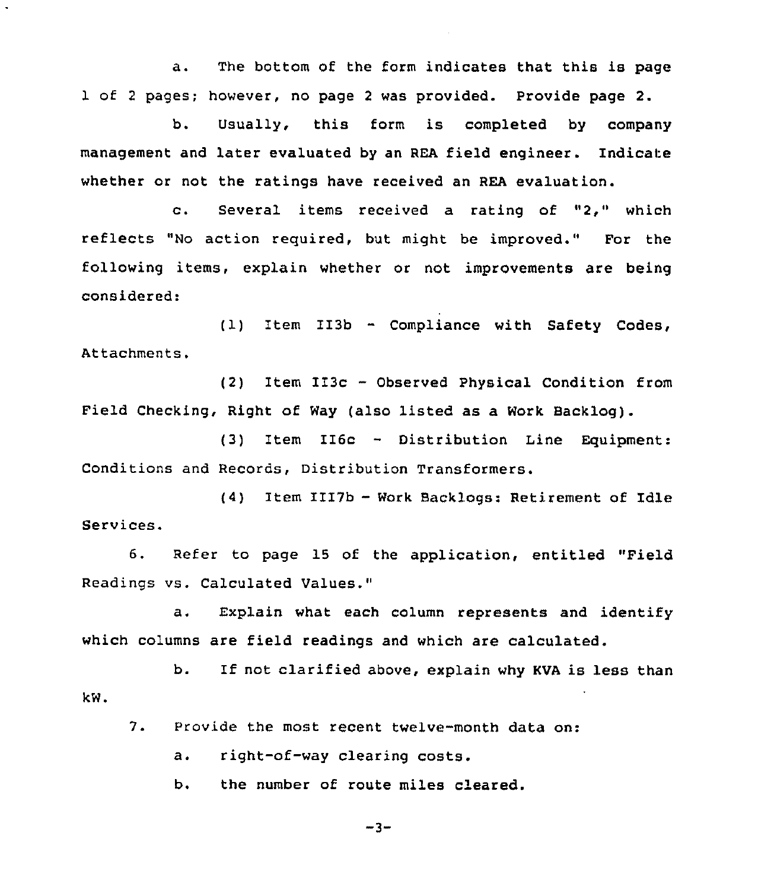a. The bottom of the form indicates that this is page 1 of 2 pages; however, no page 2 was provided. Provide page 2.

b. Usually, this form is completed by company management and later evaluated by an REA field engineer. Indicate whether or not the ratings have received an REA evaluation.

c. Several items received a rating of "2," which reflects "No action required, but might be improved." For the following items, explain whether or not improvements are being considered:

(1) Item II3b - Compliance with Safety Codes, Attachments.

(2) Item II3c - Observed Physical Condition from Field Checking, Right of Way (also listed as a Work Backlog).

(3) Item II6c - Distribution Line Equipment: Conditions and Records, Distribution Transformers.

(4) Item III7b - Work Backlogs: Retirement of Idle Services.

6. Refer to page 15 of the application, entitled "Field Readings vs. Calculated Values."

a. Explain what each column represents and identify which columns are field readings and which are calculated.

b. If not clarified above, explain why KVA is less than kW.

7. Provide the most recent twelve-month data on:

a. right-of-way clearing costs.

b. the number of route miles cleared.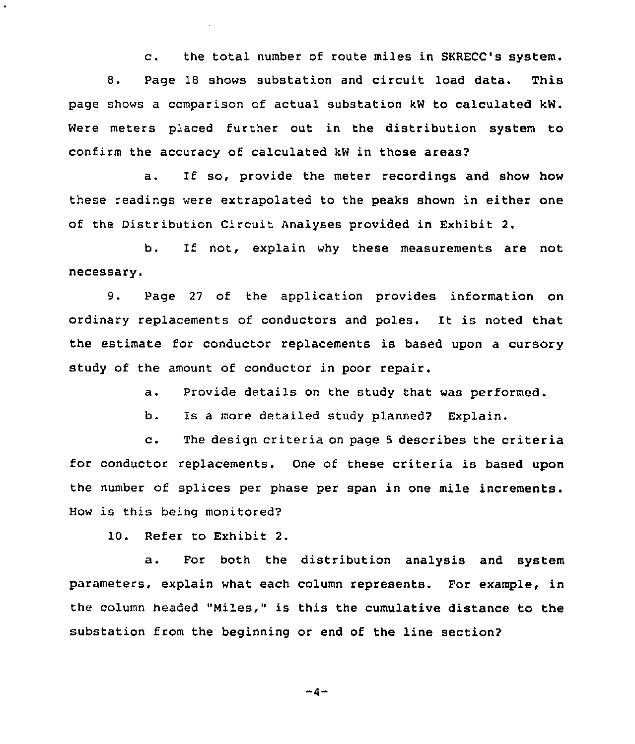c. the total number of route miles in SKRECC's system.

8. Page 18 shows substation and circuit load data. This page shows a comparison of actual substation kW to calculated kW. Were meters placed further out in the distribution system to confirm the accuracy of calculated kW in those areas?

a. If so, provide the meter recordings and show how these readings were extrapolated to the peaks shown in either one of the Distribution Circuit Analyses provided in Exhibit 2.

b. If not, explain why these measurements are not necessary.

9. Page 27 of the application provides information on ordinary replacements of conductors and poles. It is noted that the estimate for conductor replacements is based upon a cursory study of the amount of conductor in poor repair.

a. Provide details on the study that was performed.

b. Is a more detailed study planned? Explain.

c. The design criteria on page 5 describes the criteria for conductor replacements. One of these criteria is based upon the number of splices per phase per span in one mile increments. How is this being monitored?

10. Refer to Exhibit 2.

a. For both the distribution analysis and system parameters, explain what each column represents. For example, in the column headed "Miles," is this the cumulative distance to the substation from the beginning or end of the line section?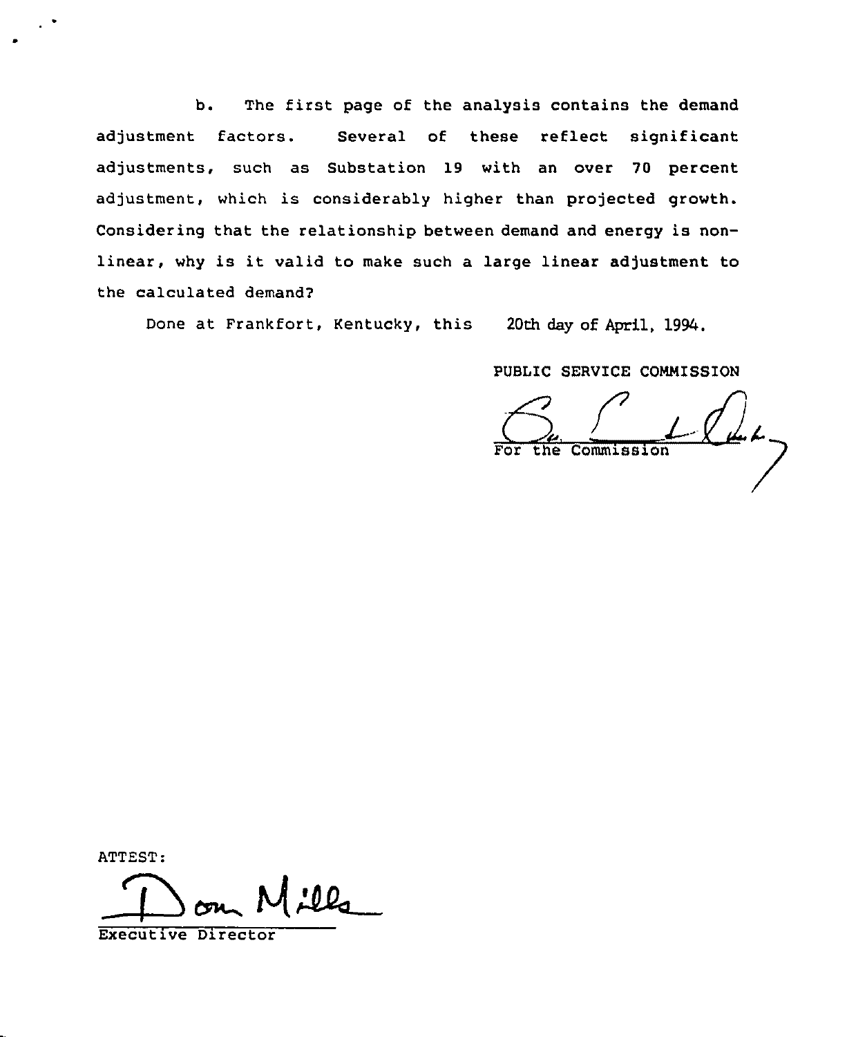b. The first page of the analysis contains the demand adjustment factors. Several of these reflect significant adjustments, such as Substation 19 with an over 70 percent adjustment, which is considerably higher than projected growth. Considering that the relationship between demand and energy is non-linear, why is it valid to make such a large linear adjustment to the calculated demand?

Done at Frankfort, Kentucky, this 20th day of April, 1994.

PUBLIC SERVICE COMMISSION

For the Commission

ATTEST:

Executive Director